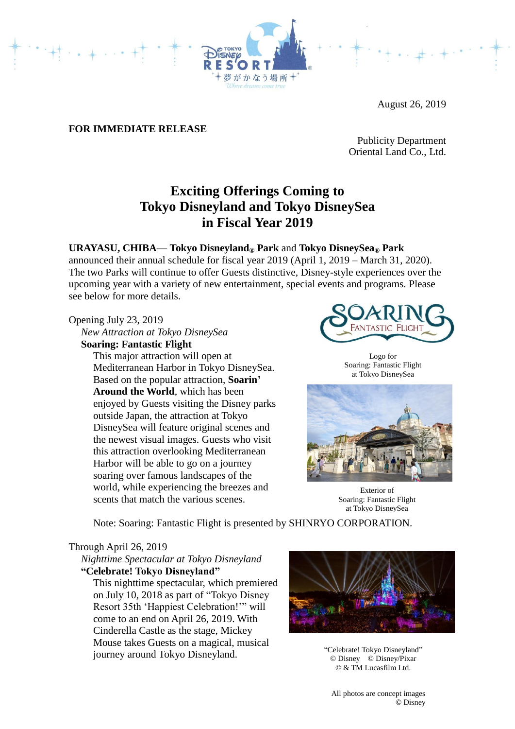August 26, 2019

**FOR IMMEDIATE RELEASE**

Publicity Department
Oriental Land Co., Ltd.

# Exciting Offerings Coming to Tokyo Disneyland and Tokyo DisneySea in Fiscal Year 2019

**URAYASU, CHIBA**— **Tokyo Disneyland® Park** and **Tokyo DisneySea® Park** announced their annual schedule for fiscal year 2019 (April 1, 2019 – March 31, 2020). The two Parks will continue to offer Guests distinctive, Disney-style experiences over the upcoming year with a variety of new entertainment, special events and programs. Please see below for more details.

Opening July 23, 2019

*New Attraction at Tokyo DisneySea*

**Soaring: Fantastic Flight**

This major attraction will open at Mediterranean Harbor in Tokyo DisneySea. Based on the popular attraction, **Soarin' Around the World**, which has been enjoyed by Guests visiting the Disney parks outside Japan, the attraction at Tokyo DisneySea will feature original scenes and the newest visual images. Guests who visit this attraction overlooking Mediterranean Harbor will be able to go on a journey soaring over famous landscapes of the world, while experiencing the breezes and scents that match the various scenes.

Logo for Soaring: Fantastic Flight at Tokyo DisneySea

Exterior of Soaring: Fantastic Flight at Tokyo DisneySea

Note: Soaring: Fantastic Flight is presented by SHINRYO CORPORATION.

Through April 26, 2019

*Nighttime Spectacular at Tokyo Disneyland*

**"Celebrate! Tokyo Disneyland"**

This nighttime spectacular, which premiered on July 10, 2018 as part of "Tokyo Disney Resort 35th 'Happiest Celebration!'" will come to an end on April 26, 2019. With Cinderella Castle as the stage, Mickey Mouse takes Guests on a magical, musical journey around Tokyo Disneyland.

"Celebrate! Tokyo Disneyland"
© Disney © Disney/Pixar
© & TM Lucasfilm Ltd.

All photos are concept images
© Disney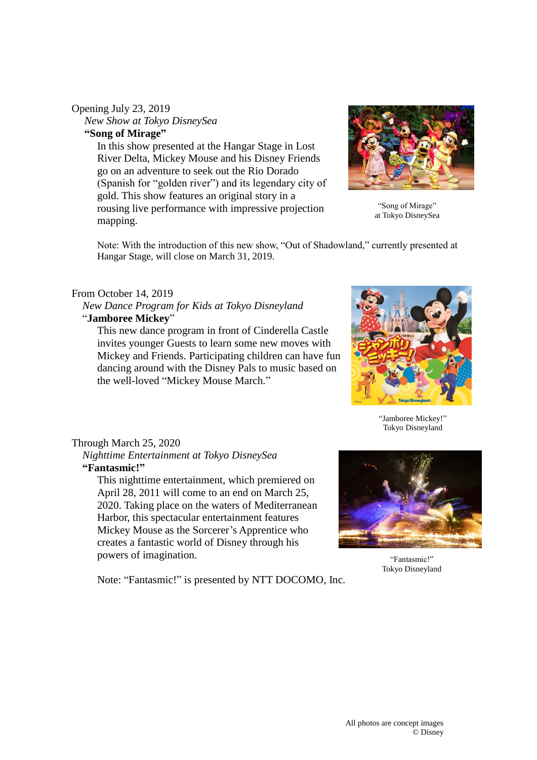Opening July 23, 2019

*New Show at Tokyo DisneySea*

**"Song of Mirage"**

In this show presented at the Hangar Stage in Lost River Delta, Mickey Mouse and his Disney Friends go on an adventure to seek out the Rio Dorado (Spanish for "golden river") and its legendary city of gold. This show features an original story in a rousing live performance with impressive projection mapping.

"Song of Mirage"
at Tokyo DisneySea

Note: With the introduction of this new show, "Out of Shadowland," currently presented at Hangar Stage, will close on March 31, 2019.

From October 14, 2019

*New Dance Program for Kids at Tokyo Disneyland*

"**Jamboree Mickey**"

This new dance program in front of Cinderella Castle invites younger Guests to learn some new moves with Mickey and Friends. Participating children can have fun dancing around with the Disney Pals to music based on the well-loved "Mickey Mouse March."

"Jamboree Mickey!"
Tokyo Disneyland

Through March 25, 2020

*Nighttime Entertainment at Tokyo DisneySea*

**"Fantasmic!"**

This nighttime entertainment, which premiered on April 28, 2011 will come to an end on March 25, 2020. Taking place on the waters of Mediterranean Harbor, this spectacular entertainment features Mickey Mouse as the Sorcerer's Apprentice who creates a fantastic world of Disney through his powers of imagination.

"Fantasmic!"
Tokyo Disneyland

Note: "Fantasmic!" is presented by NTT DOCOMO, Inc.

All photos are concept images
© Disney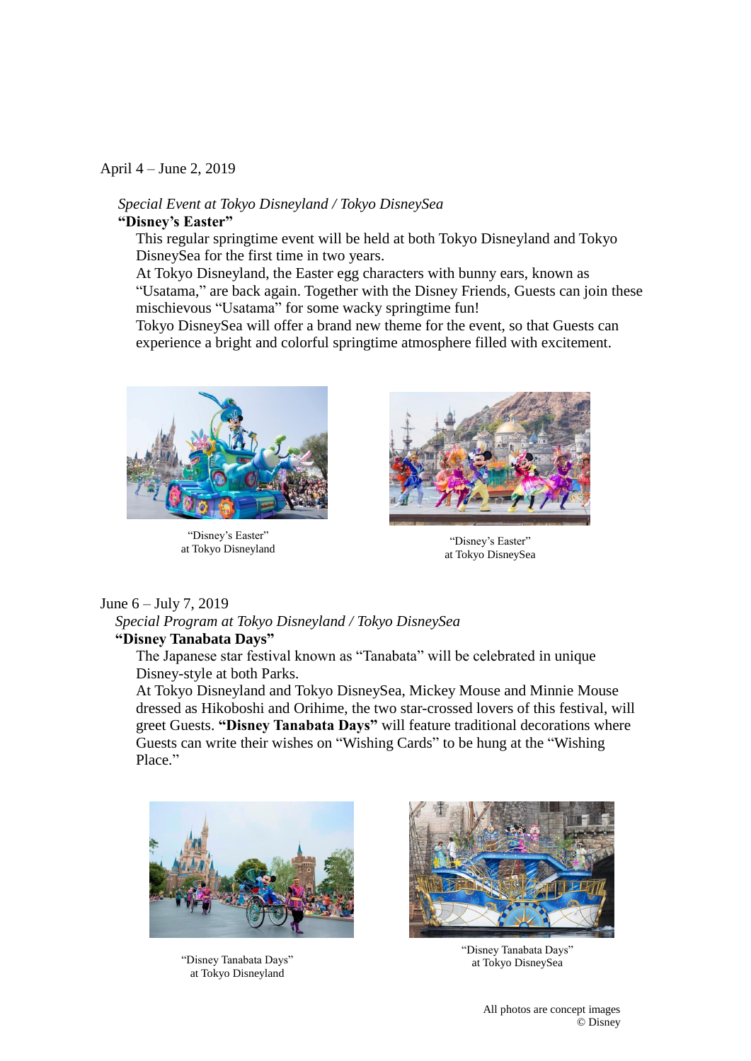April 4 – June 2, 2019

*Special Event at Tokyo Disneyland / Tokyo DisneySea*

**"Disney's Easter"**

This regular springtime event will be held at both Tokyo Disneyland and Tokyo DisneySea for the first time in two years.

At Tokyo Disneyland, the Easter egg characters with bunny ears, known as "Usatama," are back again. Together with the Disney Friends, Guests can join these mischievous "Usatama" for some wacky springtime fun!

Tokyo DisneySea will offer a brand new theme for the event, so that Guests can experience a bright and colorful springtime atmosphere filled with excitement.

"Disney's Easter"
at Tokyo Disneyland

"Disney's Easter"
at Tokyo DisneySea

June 6 – July 7, 2019

*Special Program at Tokyo Disneyland / Tokyo DisneySea*

**"Disney Tanabata Days"**

The Japanese star festival known as "Tanabata" will be celebrated in unique Disney-style at both Parks.

At Tokyo Disneyland and Tokyo DisneySea, Mickey Mouse and Minnie Mouse dressed as Hikoboshi and Orihime, the two star-crossed lovers of this festival, will greet Guests. **"Disney Tanabata Days"** will feature traditional decorations where Guests can write their wishes on "Wishing Cards" to be hung at the "Wishing Place."

"Disney Tanabata Days"
at Tokyo Disneyland

"Disney Tanabata Days"
at Tokyo DisneySea

All photos are concept images
© Disney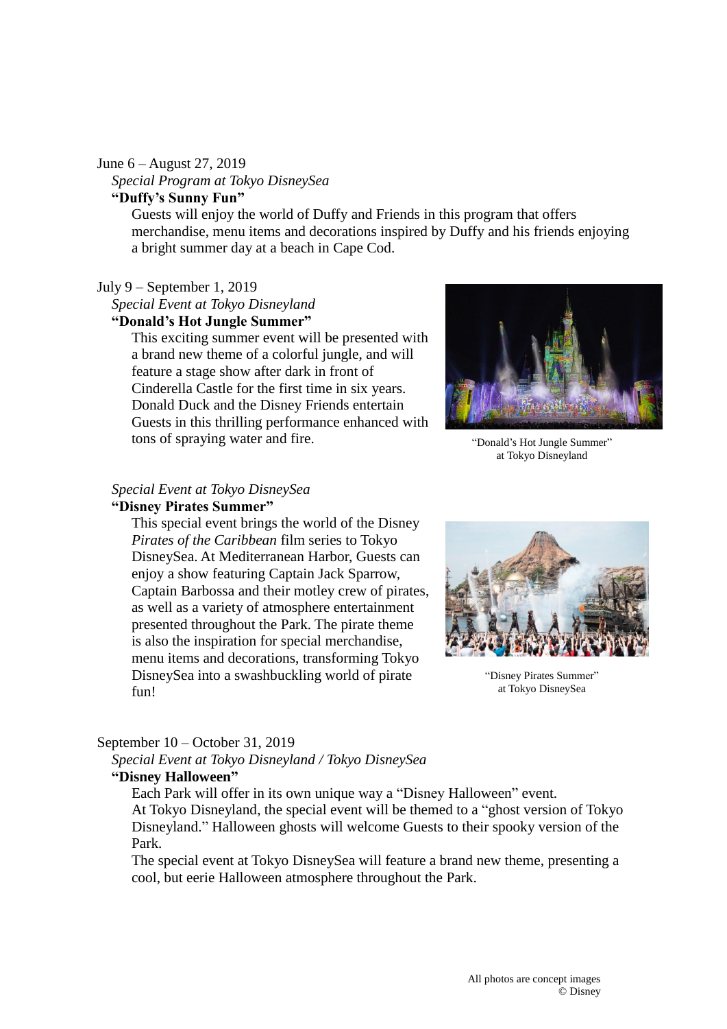June 6 – August 27, 2019

*Special Program at Tokyo DisneySea*

**"Duffy's Sunny Fun"**

Guests will enjoy the world of Duffy and Friends in this program that offers merchandise, menu items and decorations inspired by Duffy and his friends enjoying a bright summer day at a beach in Cape Cod.

July 9 – September 1, 2019

*Special Event at Tokyo Disneyland*

**"Donald's Hot Jungle Summer"**

This exciting summer event will be presented with a brand new theme of a colorful jungle, and will feature a stage show after dark in front of Cinderella Castle for the first time in six years. Donald Duck and the Disney Friends entertain Guests in this thrilling performance enhanced with tons of spraying water and fire.

"Donald's Hot Jungle Summer" at Tokyo Disneyland

*Special Event at Tokyo DisneySea*

**"Disney Pirates Summer"**

This special event brings the world of the Disney *Pirates of the Caribbean* film series to Tokyo DisneySea. At Mediterranean Harbor, Guests can enjoy a show featuring Captain Jack Sparrow, Captain Barbossa and their motley crew of pirates, as well as a variety of atmosphere entertainment presented throughout the Park. The pirate theme is also the inspiration for special merchandise, menu items and decorations, transforming Tokyo DisneySea into a swashbuckling world of pirate fun!

"Disney Pirates Summer" at Tokyo DisneySea

September 10 – October 31, 2019

*Special Event at Tokyo Disneyland / Tokyo DisneySea*

**"Disney Halloween"**

Each Park will offer in its own unique way a "Disney Halloween" event.

At Tokyo Disneyland, the special event will be themed to a "ghost version of Tokyo Disneyland." Halloween ghosts will welcome Guests to their spooky version of the Park.

The special event at Tokyo DisneySea will feature a brand new theme, presenting a cool, but eerie Halloween atmosphere throughout the Park.

All photos are concept images

© Disney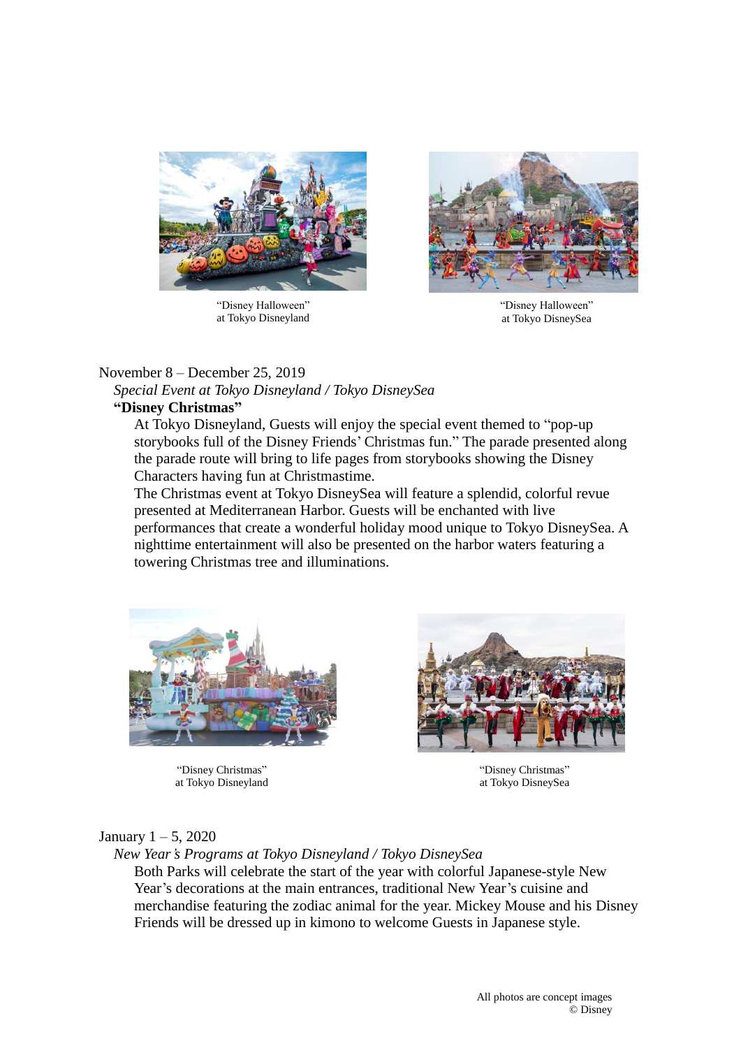"Disney Halloween"
at Tokyo Disneyland

"Disney Halloween"
at Tokyo DisneySea

November 8 – December 25, 2019

*Special Event at Tokyo Disneyland / Tokyo DisneySea*

**"Disney Christmas"**

At Tokyo Disneyland, Guests will enjoy the special event themed to "pop-up storybooks full of the Disney Friends' Christmas fun." The parade presented along the parade route will bring to life pages from storybooks showing the Disney Characters having fun at Christmastime.

The Christmas event at Tokyo DisneySea will feature a splendid, colorful revue presented at Mediterranean Harbor. Guests will be enchanted with live performances that create a wonderful holiday mood unique to Tokyo DisneySea. A nighttime entertainment will also be presented on the harbor waters featuring a towering Christmas tree and illuminations.

"Disney Christmas"
at Tokyo Disneyland

"Disney Christmas"
at Tokyo DisneySea

January 1 – 5, 2020

*New Year's Programs at Tokyo Disneyland / Tokyo DisneySea*

Both Parks will celebrate the start of the year with colorful Japanese-style New Year's decorations at the main entrances, traditional New Year's cuisine and merchandise featuring the zodiac animal for the year. Mickey Mouse and his Disney Friends will be dressed up in kimono to welcome Guests in Japanese style.

All photos are concept images
© Disney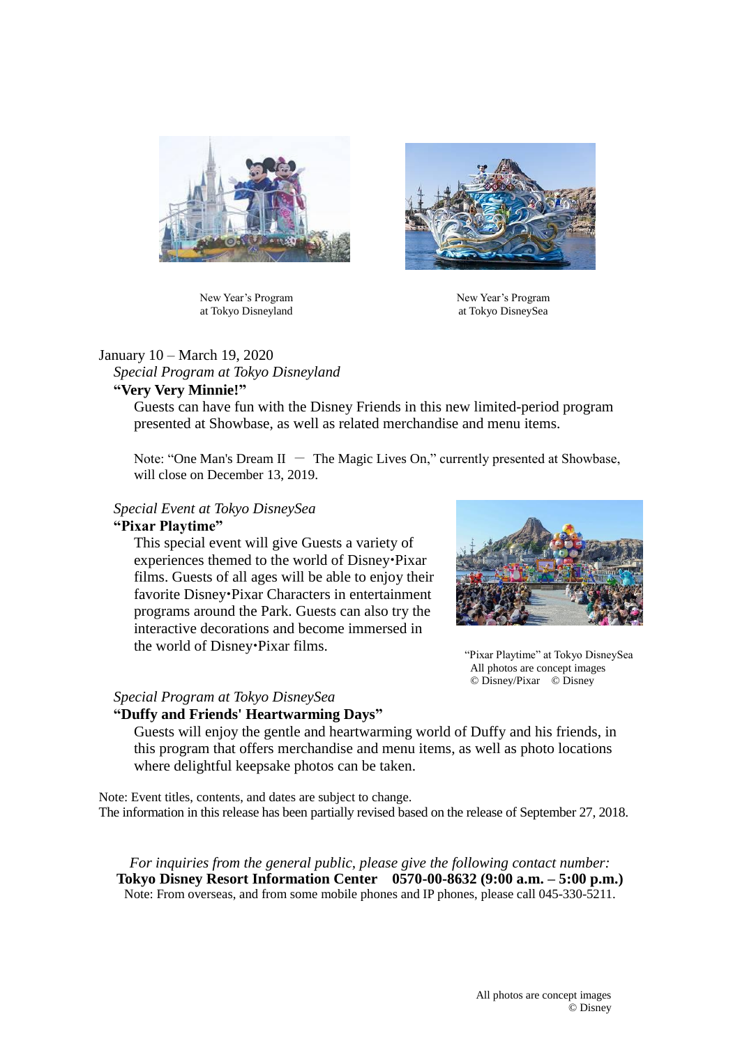New Year's Program
at Tokyo Disneyland

New Year's Program
at Tokyo DisneySea

January 10 – March 19, 2020

*Special Program at Tokyo Disneyland*

**"Very Very Minnie!"**

Guests can have fun with the Disney Friends in this new limited-period program presented at Showbase, as well as related merchandise and menu items.

Note: "One Man's Dream II — The Magic Lives On," currently presented at Showbase, will close on December 13, 2019.

*Special Event at Tokyo DisneySea*

**"Pixar Playtime"**

This special event will give Guests a variety of experiences themed to the world of Disney•Pixar films. Guests of all ages will be able to enjoy their favorite Disney•Pixar Characters in entertainment programs around the Park. Guests can also try the interactive decorations and become immersed in the world of Disney•Pixar films.

"Pixar Playtime" at Tokyo DisneySea
All photos are concept images
© Disney/Pixar © Disney

*Special Program at Tokyo DisneySea*

**"Duffy and Friends' Heartwarming Days"**

Guests will enjoy the gentle and heartwarming world of Duffy and his friends, in this program that offers merchandise and menu items, as well as photo locations where delightful keepsake photos can be taken.

Note: Event titles, contents, and dates are subject to change.
The information in this release has been partially revised based on the release of September 27, 2018.

*For inquiries from the general public, please give the following contact number:*
**Tokyo Disney Resort Information Center 0570-00-8632 (9:00 a.m. – 5:00 p.m.)**
Note: From overseas, and from some mobile phones and IP phones, please call 045-330-5211.

All photos are concept images
© Disney